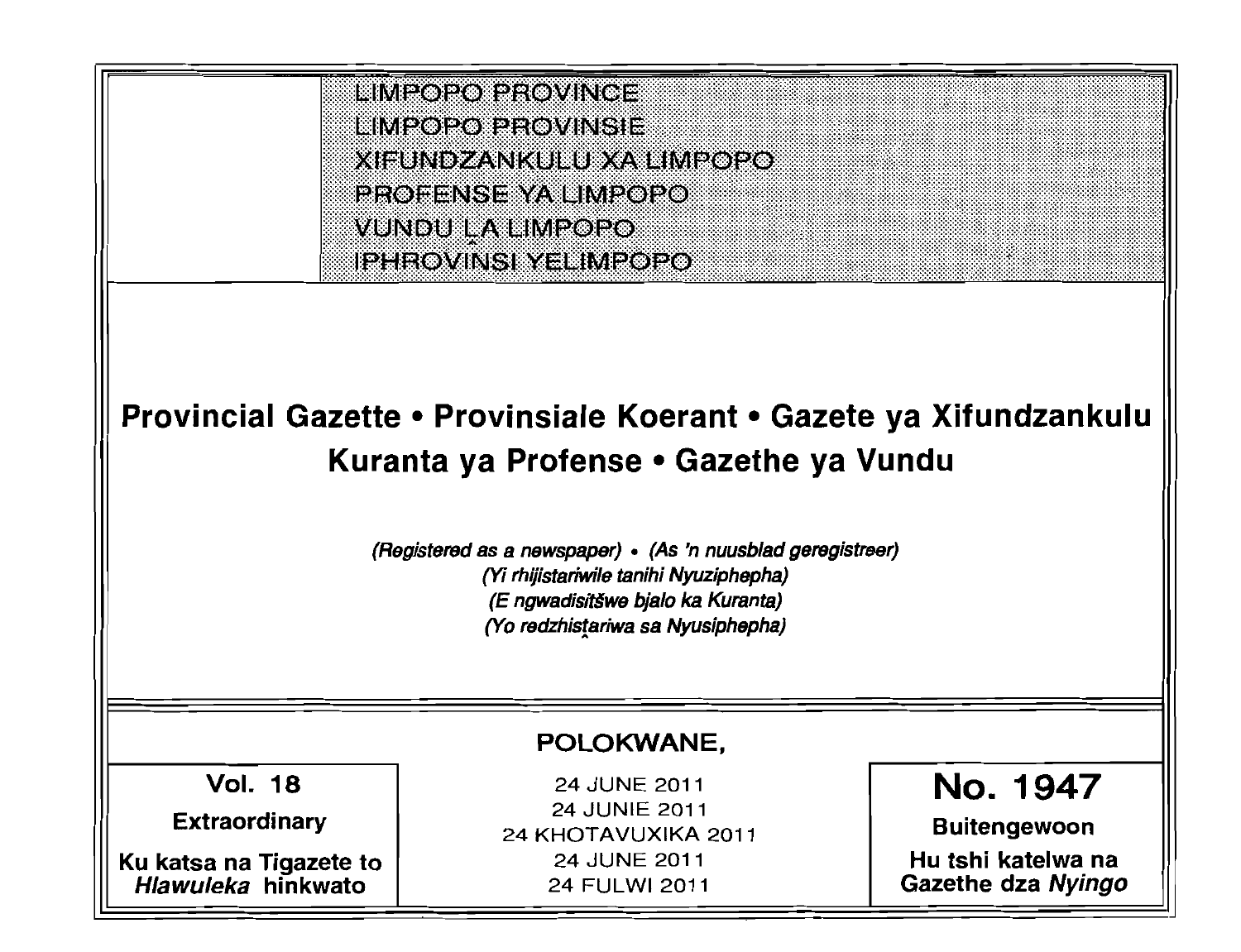LIMPOPO PROVINCE
LIMPOPO PROVINSIE
XIFUNDZANKULU XA LIMPOPO
PROFENSE YA LIMPOPO
VUNDU LA LIMPOPO
IPHROVINSI YELIMPOPO

# Provincial Gazette • Provinsiale Koerant • Gazete ya Xifundzankulu Kuranta ya Profense • Gazethe ya Vundu

*(Registered as a newspaper) • (As 'n nuusblad geregistreer)*
*(Yi rhijistariwile tanihi Nyuziphepha)*
*(E ngwadisitšwe bjalo ka Kuranta)*
*(Yo redzhistariwa sa Nyusiphepha)*

**POLOKWANE,**

| **Vol. 18** | 24 JUNE 2011 | **No. 1947** |
|---|---|---|
| **Extraordinary** | 24 JUNIE 2011 | **Buitengewoon** |
| **Ku katsa na Tigazete to *Hlawuleka* hinkwato** | 24 KHOTAVUXIKA 2011 | **Hu tshi katelwa na Gazethe dza *Nyingo*** |
| | 24 JUNE 2011 | |
| | 24 FULWI 2011 | |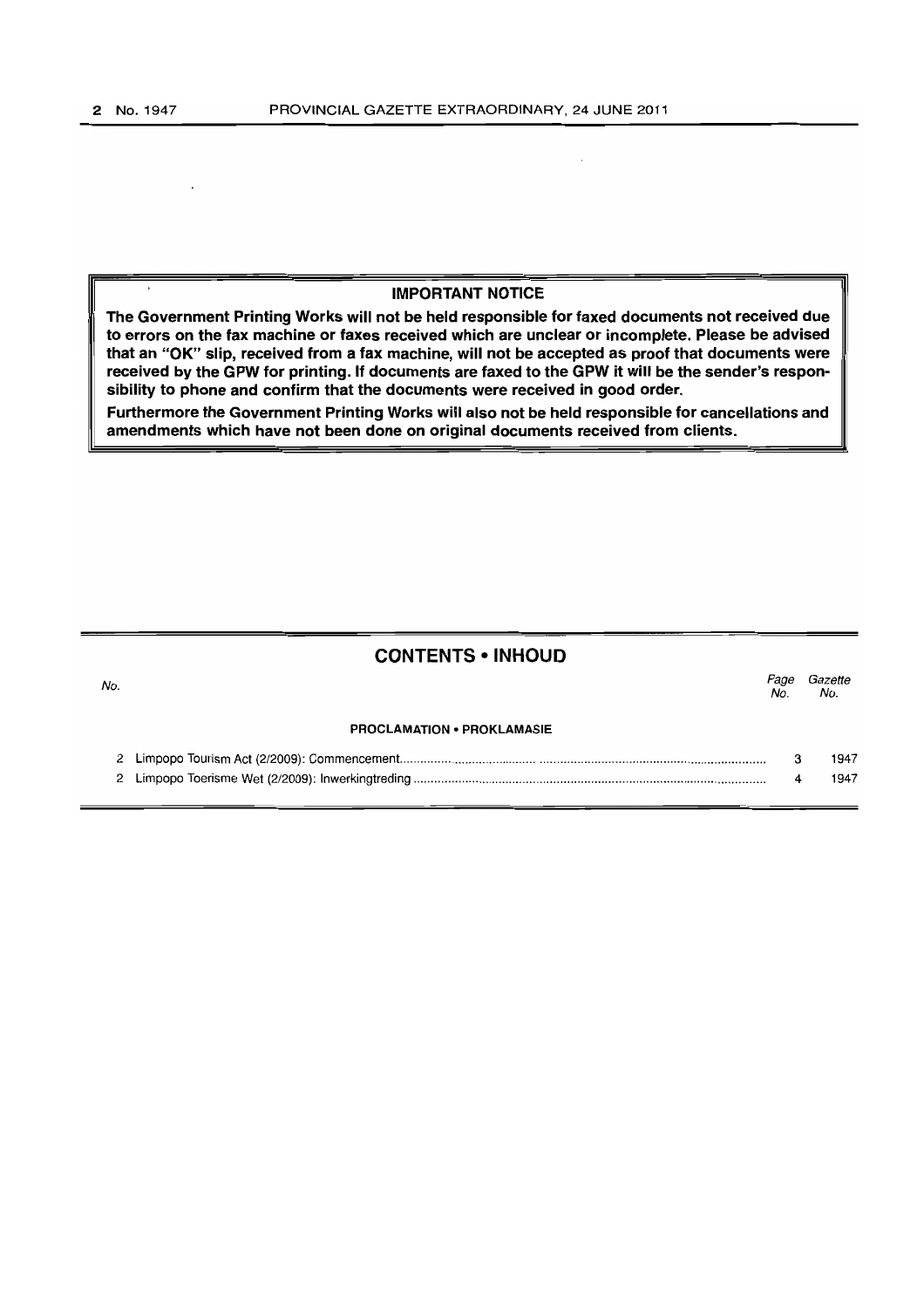## IMPORTANT NOTICE

**The Government Printing Works will not be held responsible for faxed documents not received due to errors on the fax machine or faxes received which are unclear or incomplete. Please be advised that an "OK" slip, received from a fax machine, will not be accepted as proof that documents were received by the GPW for printing. If documents are faxed to the GPW it will be the sender's responsibility to phone and confirm that the documents were received in good order.**

**Furthermore the Government Printing Works will also not be held responsible for cancellations and amendments which have not been done on original documents received from clients.**

## CONTENTS • INHOUD

| No. | | Page No. | Gazette No. |
|---|---|---|---|
| | **PROCLAMATION • PROKLAMASIE** | | |
| 2 | Limpopo Tourism Act (2/2009): Commencement | 3 | 1947 |
| 2 | Limpopo Toerisme Wet (2/2009): Inwerkingtreding | 4 | 1947 |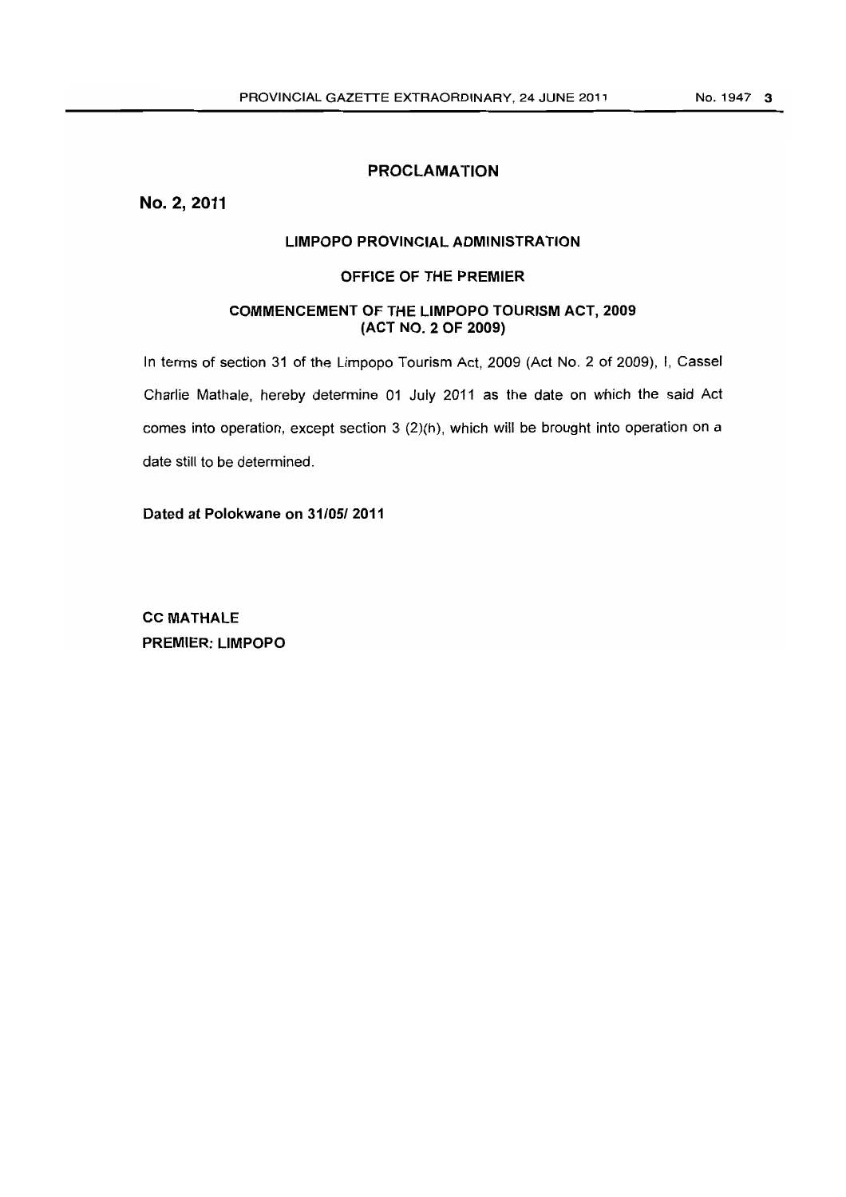# PROCLAMATION

**No. 2, 2011**

## LIMPOPO PROVINCIAL ADMINISTRATION

## OFFICE OF THE PREMIER

## COMMENCEMENT OF THE LIMPOPO TOURISM ACT, 2009 (ACT NO. 2 OF 2009)

In terms of section 31 of the Limpopo Tourism Act, 2009 (Act No. 2 of 2009), I, Cassel Charlie Mathale, hereby determine 01 July 2011 as the date on which the said Act comes into operation, except section 3 (2)(h), which will be brought into operation on a date still to be determined.

**Dated at Polokwane on 31/05/ 2011**

**CC MATHALE**
**PREMIER: LIMPOPO**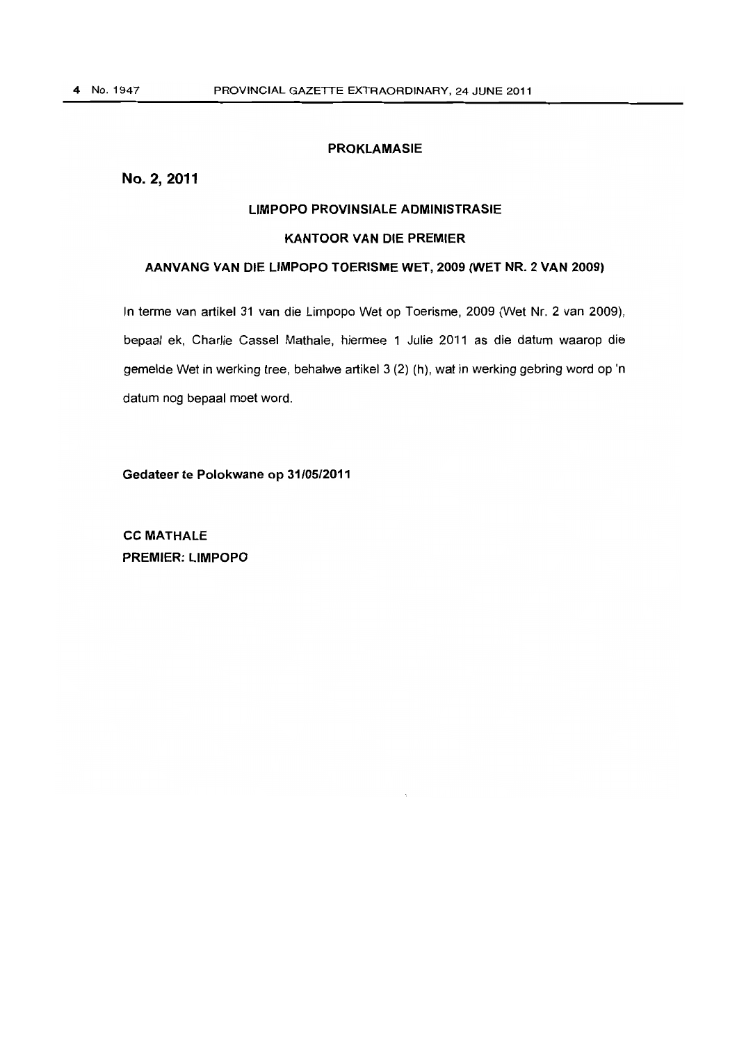## PROKLAMASIE

**No. 2, 2011**

### LIMPOPO PROVINSIALE ADMINISTRASIE

### KANTOOR VAN DIE PREMIER

### AANVANG VAN DIE LIMPOPO TOERISME WET, 2009 (WET NR. 2 VAN 2009)

In terme van artikel 31 van die Limpopo Wet op Toerisme, 2009 (Wet Nr. 2 van 2009), bepaal ek, Charlie Cassel Mathale, hiermee 1 Julie 2011 as die datum waarop die gemelde Wet in werking tree, behalwe artikel 3 (2) (h), wat in werking gebring word op 'n datum nog bepaal moet word.

**Gedateer te Polokwane op 31/05/2011**

**CC MATHALE**
**PREMIER: LIMPOPO**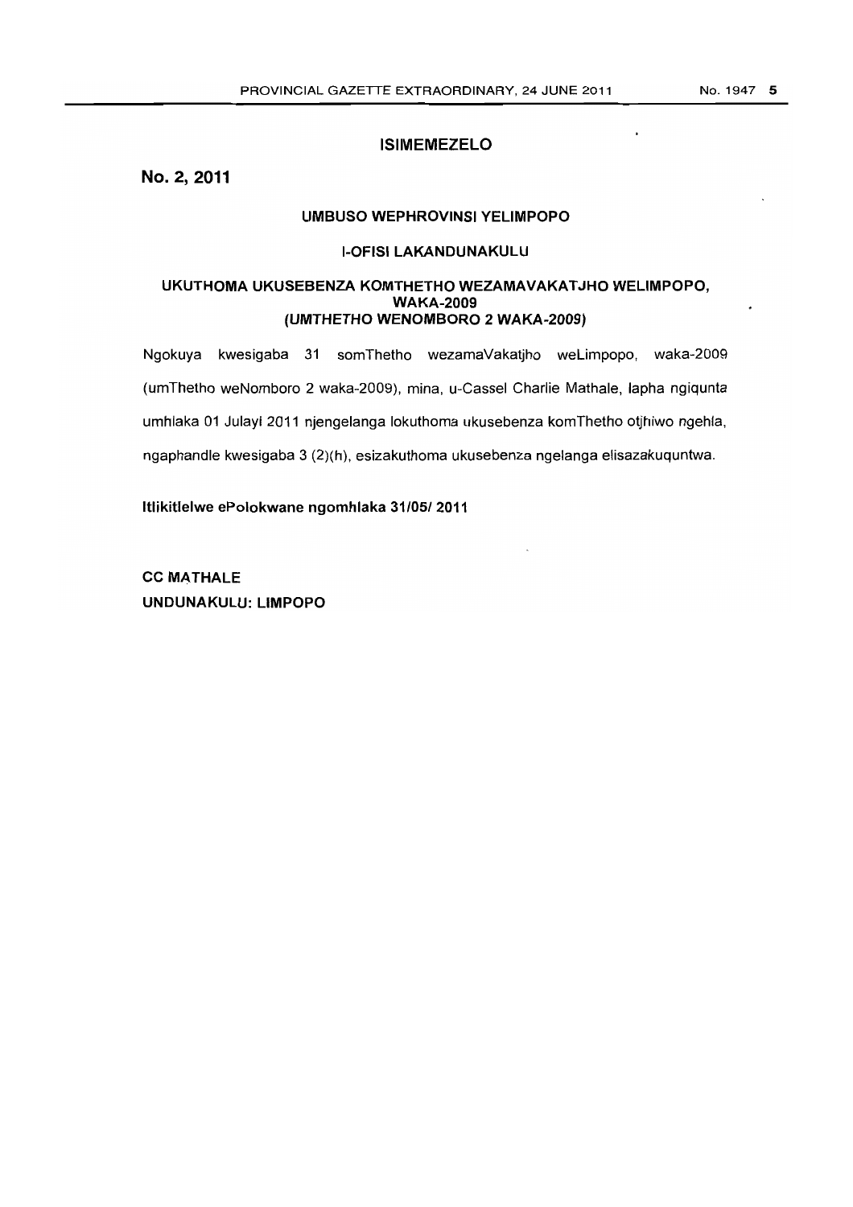## ISIMEMEZELO

**No. 2, 2011**

### UMBUSO WEPHROVINSI YELIMPOPO

### I-OFISI LAKANDUNAKULU

### UKUTHOMA UKUSEBENZA KOMTHETHO WEZAMAVAKATJHO WELIMPOPO, WAKA-2009 (UMTHETHO WENOMBORO 2 WAKA-2009)

Ngokuya kwesigaba 31 somThetho wezamaVakatjho weLimpopo, waka-2009 (umThetho weNomboro 2 waka-2009), mina, u-Cassel Charlie Mathale, lapha ngiqunta umhlaka 01 Julayi 2011 njengelanga lokuthoma ukusebenza komThetho otjhiwo ngehla, ngaphandle kwesigaba 3 (2)(h), esizakuthoma ukusebenza ngelanga elisazakuquntwa.

**Itlikitlelwe ePolokwane ngomhlaka 31/05/ 2011**

**CC MATHALE**
**UNDUNAKULU: LIMPOPO**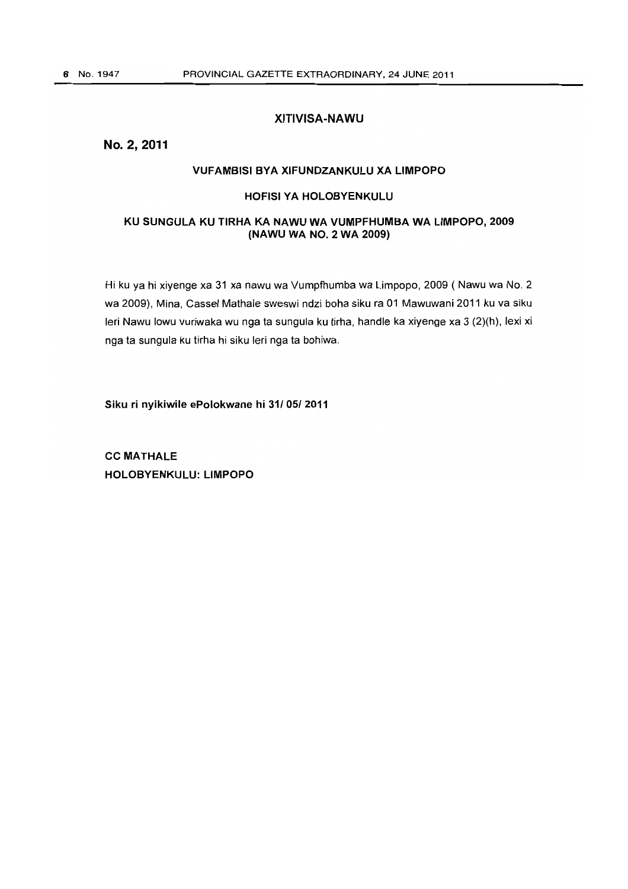## XITIVISA-NAWU

**No. 2, 2011**

### VUFAMBISI BYA XIFUNDZANKULU XA LIMPOPO

### HOFISI YA HOLOBYENKULU

### KU SUNGULA KU TIRHA KA NAWU WA VUMPFHUMBA WA LIMPOPO, 2009 (NAWU WA NO. 2 WA 2009)

Hi ku ya hi xiyenge xa 31 xa nawu wa Vumpfhumba wa Limpopo, 2009 ( Nawu wa No. 2 wa 2009), Mina, Cassel Mathale sweswi ndzi boha siku ra 01 Mawuwani 2011 ku va siku leri Nawu lowu vuriwaka wu nga ta sungula ku tirha, handle ka xiyenge xa 3 (2)(h), lexi xi nga ta sungula ku tirha hi siku leri nga ta bohiwa.

**Siku ri nyikiwile ePolokwane hi 31/ 05/ 2011**

**CC MATHALE**
**HOLOBYENKULU: LIMPOPO**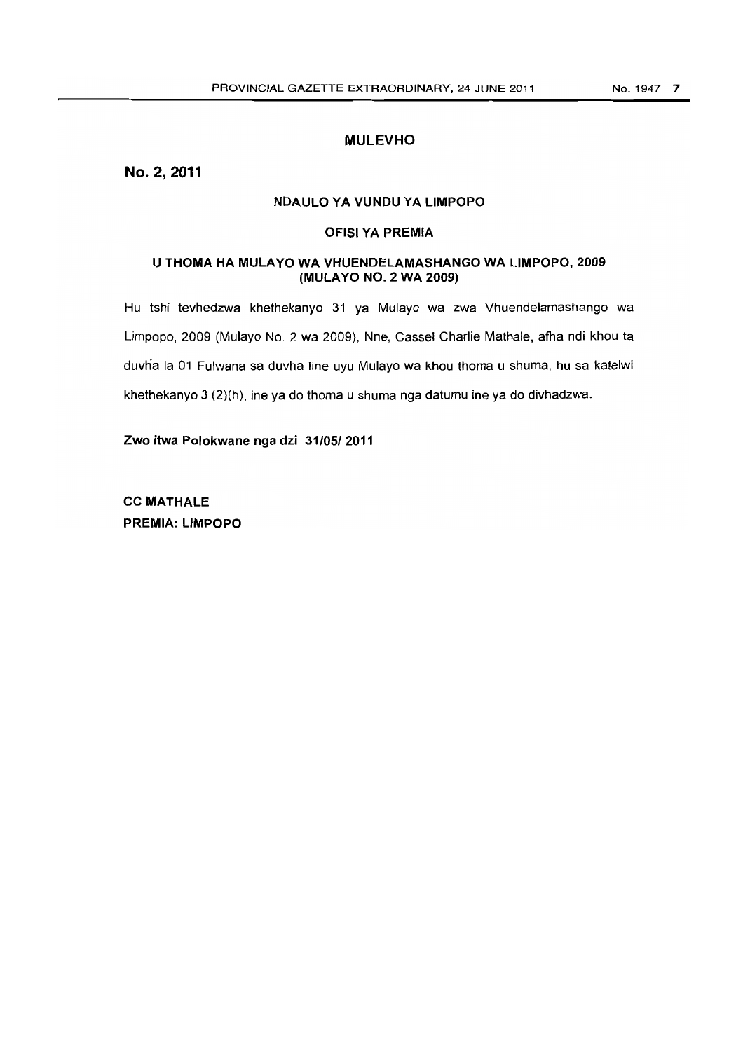## MULEVHO

**No. 2, 2011**

### NDAULO YA VUNDU YA LIMPOPO

### OFISI YA PREMIA

### U THOMA HA MULAYO WA VHUENDELAMASHANGO WA LIMPOPO, 2009 (MULAYO NO. 2 WA 2009)

Hu tshi tevhedzwa khethekanyo 31 ya Mulayo wa zwa Vhuendelamashango wa Limpopo, 2009 (Mulayo No. 2 wa 2009), Nne, Cassel Charlie Mathale, afha ndi khou ta duvha la 01 Fulwana sa duvha line uyu Mulayo wa khou thoma u shuma, hu sa katelwi khethekanyo 3 (2)(h), ine ya do thoma u shuma nga datumu ine ya do divhadzwa.

**Zwo itwa Polokwane nga dzi 31/05/ 2011**

**CC MATHALE**
**PREMIA: LIMPOPO**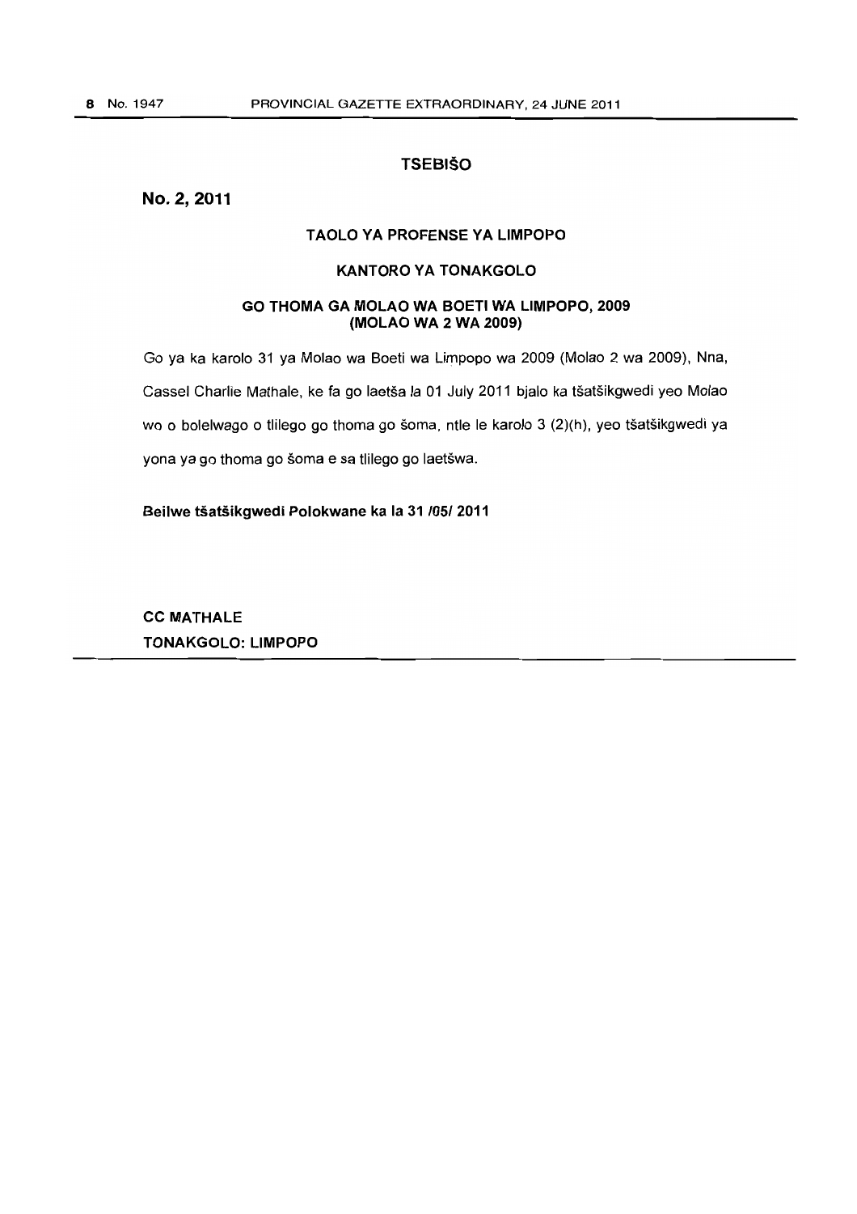## TSEBIŠO

**No. 2, 2011**

### TAOLO YA PROFENSE YA LIMPOPO

### KANTORO YA TONAKGOLO

### GO THOMA GA MOLAO WA BOETI WA LIMPOPO, 2009 (MOLAO WA 2 WA 2009)

Go ya ka karolo 31 ya Molao wa Boeti wa Limpopo wa 2009 (Molao 2 wa 2009), Nna, Cassel Charlie Mathale, ke fa go laetša la 01 July 2011 bjalo ka tšatšikgwedi yeo Molao wo o bolelwago o tlilego go thoma go šoma, ntle le karolo 3 (2)(h), yeo tšatšikgwedi ya yona ya go thoma go šoma e sa tlilego go laetšwa.

**Beilwe tšatšikgwedi Polokwane ka la 31 /05/ 2011**

**CC MATHALE**
**TONAKGOLO: LIMPOPO**